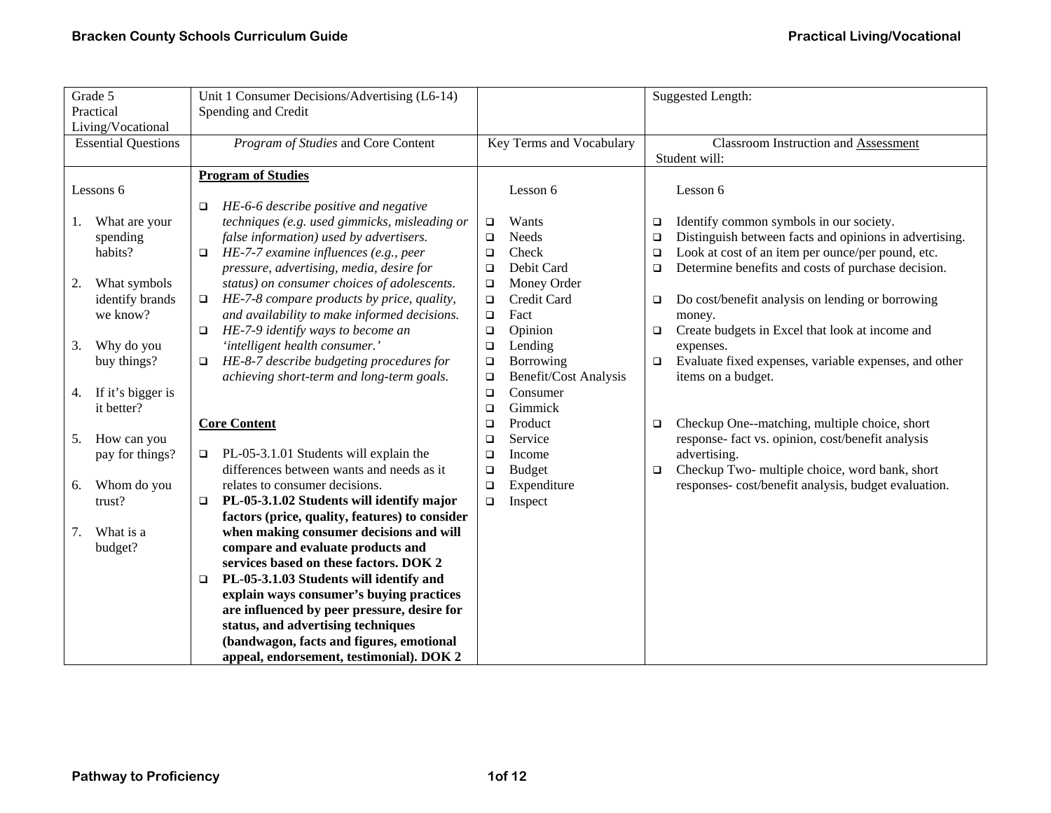| Grade 5<br>Practical Living/Vocational | Unit 1 Consumer Decisions/Advertising (L6-14)<br>Spending and Credit | | Suggested Length: |
|---|---|---|---|
| Essential Questions | *Program of Studies* and Core Content | Key Terms and Vocabulary | Classroom Instruction and Assessment<br>Student will: |
| Lessons 6<br><br>1. What are your spending habits?<br><br>2. What symbols identify brands we know?<br><br>3. Why do you buy things?<br><br>4. If it's bigger is it better?<br><br>5. How can you pay for things?<br><br>6. Whom do you trust?<br><br>7. What is a budget? | **Program of Studies**<br><br>❑ *HE-6-6 describe positive and negative techniques (e.g. used gimmicks, misleading or false information) used by advertisers.*<br>❑ *HE-7-7 examine influences (e.g., peer pressure, advertising, media, desire for status) on consumer choices of adolescents.*<br>❑ *HE-7-8 compare products by price, quality, and availability to make informed decisions.*<br>❑ *HE-7-9 identify ways to become an 'intelligent health consumer.'*<br>❑ *HE-8-7 describe budgeting procedures for achieving short-term and long-term goals.*<br><br>**Core Content**<br><br>❑ PL-05-3.1.01 Students will explain the differences between wants and needs as it relates to consumer decisions.<br>❑ **PL-05-3.1.02 Students will identify major factors (price, quality, features) to consider when making consumer decisions and will compare and evaluate products and services based on these factors. DOK 2**<br>❑ **PL-05-3.1.03 Students will identify and explain ways consumer's buying practices are influenced by peer pressure, desire for status, and advertising techniques (bandwagon, facts and figures, emotional appeal, endorsement, testimonial). DOK 2** | Lesson 6<br><br>❑ Wants<br>❑ Needs<br>❑ Check<br>❑ Debit Card<br>❑ Money Order<br>❑ Credit Card<br>❑ Fact<br>❑ Opinion<br>❑ Lending<br>❑ Borrowing<br>❑ Benefit/Cost Analysis<br>❑ Consumer<br>❑ Gimmick<br>❑ Product<br>❑ Service<br>❑ Income<br>❑ Budget<br>❑ Expenditure<br>❑ Inspect | Lesson 6<br><br>❑ Identify common symbols in our society.<br>❑ Distinguish between facts and opinions in advertising.<br>❑ Look at cost of an item per ounce/per pound, etc.<br>❑ Determine benefits and costs of purchase decision.<br><br>❑ Do cost/benefit analysis on lending or borrowing money.<br>❑ Create budgets in Excel that look at income and expenses.<br>❑ Evaluate fixed expenses, variable expenses, and other items on a budget.<br><br>❑ Checkup One--matching, multiple choice, short response- fact vs. opinion, cost/benefit analysis advertising.<br>❑ Checkup Two- multiple choice, word bank, short responses- cost/benefit analysis, budget evaluation. |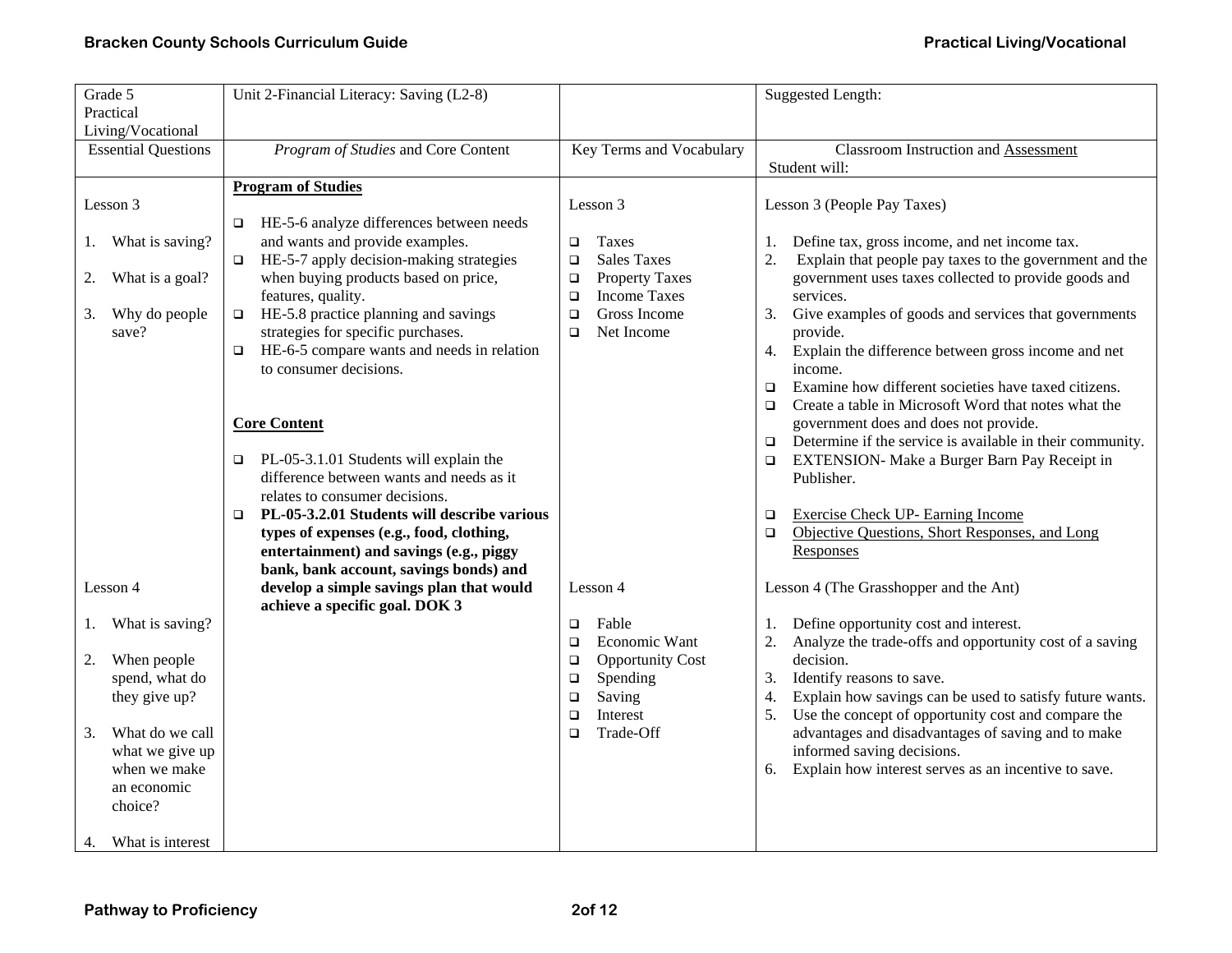| Grade 5 Practical Living/Vocational | Unit 2-Financial Literacy: Saving (L2-8) | | Suggested Length: |
|---|---|---|---|
| Essential Questions | *Program of Studies* and Core Content | Key Terms and Vocabulary | Classroom Instruction and Assessment<br>Student will: |
| Lesson 3<br><br>1. What is saving?<br>2. What is a goal?<br>3. Why do people save?<br><br>Lesson 4<br><br>1. What is saving?<br>2. When people spend, what do they give up?<br>3. What do we call what we give up when we make an economic choice?<br>4. What is interest | **Program of Studies**<br><br>❑ HE-5-6 analyze differences between needs and wants and provide examples.<br>❑ HE-5-7 apply decision-making strategies when buying products based on price, features, quality.<br>❑ HE-5.8 practice planning and savings strategies for specific purchases.<br>❑ HE-6-5 compare wants and needs in relation to consumer decisions.<br><br>**Core Content**<br><br>❑ PL-05-3.1.01 Students will explain the difference between wants and needs as it relates to consumer decisions.<br>❑ **PL-05-3.2.01 Students will describe various types of expenses (e.g., food, clothing, entertainment) and savings (e.g., piggy bank, bank account, savings bonds) and develop a simple savings plan that would achieve a specific goal. DOK 3** | Lesson 3<br><br>❑ Taxes<br>❑ Sales Taxes<br>❑ Property Taxes<br>❑ Income Taxes<br>❑ Gross Income<br>❑ Net Income<br><br>Lesson 4<br><br>❑ Fable<br>❑ Economic Want<br>❑ Opportunity Cost<br>❑ Spending<br>❑ Saving<br>❑ Interest<br>❑ Trade-Off | Lesson 3 (People Pay Taxes)<br><br>1. Define tax, gross income, and net income tax.<br>2. Explain that people pay taxes to the government and the government uses taxes collected to provide goods and services.<br>3. Give examples of goods and services that governments provide.<br>4. Explain the difference between gross income and net income.<br>❑ Examine how different societies have taxed citizens.<br>❑ Create a table in Microsoft Word that notes what the government does and does not provide.<br>❑ Determine if the service is available in their community.<br>❑ EXTENSION- Make a Burger Barn Pay Receipt in Publisher.<br><br>❑ Exercise Check UP- Earning Income<br>❑ Objective Questions, Short Responses, and Long Responses<br><br>Lesson 4 (The Grasshopper and the Ant)<br><br>1. Define opportunity cost and interest.<br>2. Analyze the trade-offs and opportunity cost of a saving decision.<br>3. Identify reasons to save.<br>4. Explain how savings can be used to satisfy future wants.<br>5. Use the concept of opportunity cost and compare the advantages and disadvantages of saving and to make informed saving decisions.<br>6. Explain how interest serves as an incentive to save. |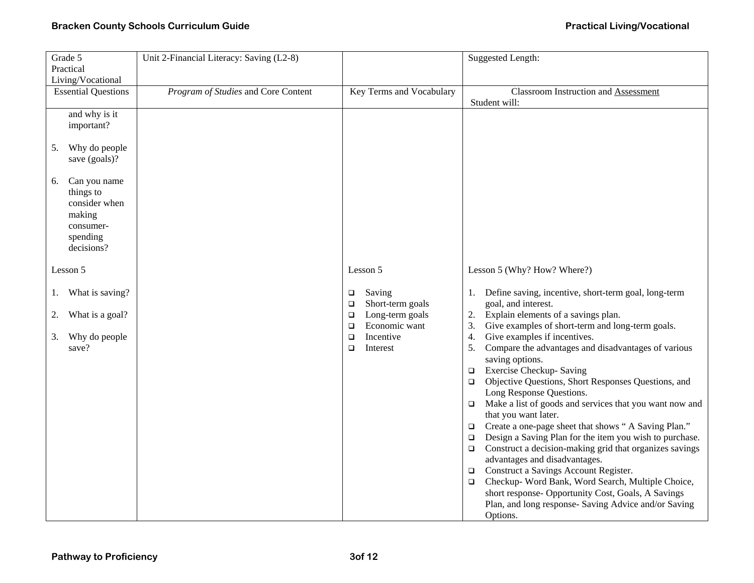| Grade 5 Practical Living/Vocational | Unit 2-Financial Literacy: Saving (L2-8) | | Suggested Length: |
|---|---|---|---|
| Essential Questions | *Program of Studies* and Core Content | Key Terms and Vocabulary | Classroom Instruction and Assessment<br>Student will: |
| and why is it important?<br><br>5. Why do people save (goals)?<br><br>6. Can you name things to consider when making consumer-spending decisions?<br><br>Lesson 5<br><br>1. What is saving?<br><br>2. What is a goal?<br><br>3. Why do people save? | | Lesson 5<br><br>❑ Saving<br>❑ Short-term goals<br>❑ Long-term goals<br>❑ Economic want<br>❑ Incentive<br>❑ Interest | Lesson 5 (Why? How? Where?)<br><br>1. Define saving, incentive, short-term goal, long-term goal, and interest.<br>2. Explain elements of a savings plan.<br>3. Give examples of short-term and long-term goals.<br>4. Give examples if incentives.<br>5. Compare the advantages and disadvantages of various saving options.<br>❑ Exercise Checkup- Saving<br>❑ Objective Questions, Short Responses Questions, and Long Response Questions.<br>❑ Make a list of goods and services that you want now and that you want later.<br>❑ Create a one-page sheet that shows " A Saving Plan."<br>❑ Design a Saving Plan for the item you wish to purchase.<br>❑ Construct a decision-making grid that organizes savings advantages and disadvantages.<br>❑ Construct a Savings Account Register.<br>❑ Checkup- Word Bank, Word Search, Multiple Choice, short response- Opportunity Cost, Goals, A Savings Plan, and long response- Saving Advice and/or Saving Options. |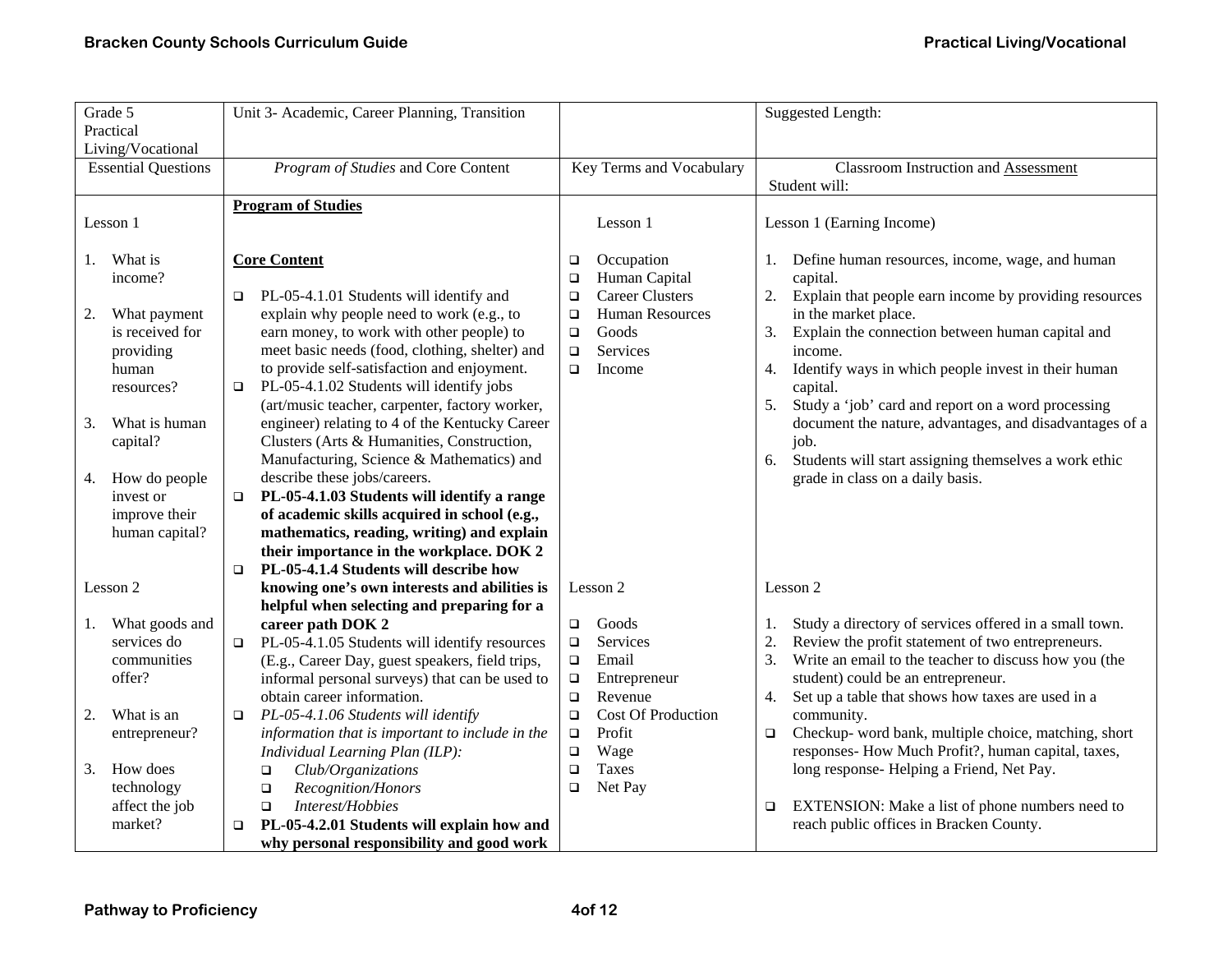| Grade 5 Practical Living/Vocational | Unit 3- Academic, Career Planning, Transition | | Suggested Length: |
|---|---|---|---|
| Essential Questions | *Program of Studies* and Core Content | Key Terms and Vocabulary | Classroom Instruction and Assessment<br>Student will: |
| Lesson 1<br><br>1. What is income?<br><br>2. What payment is received for providing human resources?<br><br>3. What is human capital?<br><br>4. How do people invest or improve their human capital?<br><br>Lesson 2<br><br>1. What goods and services do communities offer?<br><br>2. What is an entrepreneur?<br><br>3. How does technology affect the job market? | **Program of Studies**<br><br>**Core Content**<br><br>❑ PL-05-4.1.01 Students will identify and explain why people need to work (e.g., to earn money, to work with other people) to meet basic needs (food, clothing, shelter) and to provide self-satisfaction and enjoyment.<br>❑ PL-05-4.1.02 Students will identify jobs (art/music teacher, carpenter, factory worker, engineer) relating to 4 of the Kentucky Career Clusters (Arts & Humanities, Construction, Manufacturing, Science & Mathematics) and describe these jobs/careers.<br>❑ **PL-05-4.1.03 Students will identify a range of academic skills acquired in school (e.g., mathematics, reading, writing) and explain their importance in the workplace. DOK 2**<br>❑ **PL-05-4.1.4 Students will describe how knowing one's own interests and abilities is helpful when selecting and preparing for a career path DOK 2**<br>❑ PL-05-4.1.05 Students will identify resources (E.g., Career Day, guest speakers, field trips, informal personal surveys) that can be used to obtain career information.<br>❑ *PL-05-4.1.06 Students will identify information that is important to include in the Individual Learning Plan (ILP):*<br>&nbsp;&nbsp;❑ *Club/Organizations*<br>&nbsp;&nbsp;❑ *Recognition/Honors*<br>&nbsp;&nbsp;❑ *Interest/Hobbies*<br>❑ **PL-05-4.2.01 Students will explain how and why personal responsibility and good work** | Lesson 1<br><br>❑ Occupation<br>❑ Human Capital<br>❑ Career Clusters<br>❑ Human Resources<br>❑ Goods<br>❑ Services<br>❑ Income<br><br>Lesson 2<br><br>❑ Goods<br>❑ Services<br>❑ Email<br>❑ Entrepreneur<br>❑ Revenue<br>❑ Cost Of Production<br>❑ Profit<br>❑ Wage<br>❑ Taxes<br>❑ Net Pay | Lesson 1 (Earning Income)<br><br>1. Define human resources, income, wage, and human capital.<br>2. Explain that people earn income by providing resources in the market place.<br>3. Explain the connection between human capital and income.<br>4. Identify ways in which people invest in their human capital.<br>5. Study a 'job' card and report on a word processing document the nature, advantages, and disadvantages of a job.<br>6. Students will start assigning themselves a work ethic grade in class on a daily basis.<br><br>Lesson 2<br><br>1. Study a directory of services offered in a small town.<br>2. Review the profit statement of two entrepreneurs.<br>3. Write an email to the teacher to discuss how you (the student) could be an entrepreneur.<br>4. Set up a table that shows how taxes are used in a community.<br>❑ Checkup- word bank, multiple choice, matching, short responses- How Much Profit?, human capital, taxes, long response- Helping a Friend, Net Pay.<br><br>❑ EXTENSION: Make a list of phone numbers need to reach public offices in Bracken County. |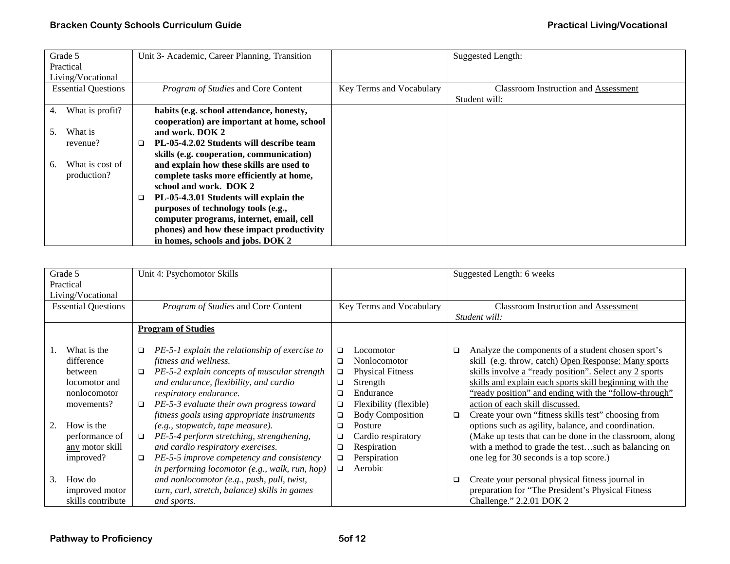| Grade 5 Practical Living/Vocational | Unit 3- Academic, Career Planning, Transition | | Suggested Length: |
|---|---|---|---|
| Essential Questions | *Program of Studies* and Core Content | Key Terms and Vocabulary | Classroom Instruction and Assessment<br>Student will: |
| 4. What is profit?<br><br>5. What is revenue?<br><br>6. What is cost of production? | **habits (e.g. school attendance, honesty, cooperation) are important at home, school and work. DOK 2**<br>❑ **PL-05-4.2.02 Students will describe team skills (e.g. cooperation, communication) and explain how these skills are used to complete tasks more efficiently at home, school and work. DOK 2**<br>❑ **PL-05-4.3.01 Students will explain the purposes of technology tools (e.g., computer programs, internet, email, cell phones) and how these impact productivity in homes, schools and jobs. DOK 2** | | |

| Grade 5 Practical Living/Vocational | Unit 4: Psychomotor Skills | | Suggested Length: 6 weeks |
|---|---|---|---|
| Essential Questions | *Program of Studies* and Core Content | Key Terms and Vocabulary | Classroom Instruction and Assessment<br>*Student will:* |
| 1. What is the difference between locomotor and nonlocomotor movements?<br><br>2. How is the performance of <u>any</u> motor skill improved?<br><br>3. How do improved motor skills contribute | <u>**Program of Studies**</u><br><br>❑ *PE-5-1 explain the relationship of exercise to fitness and wellness.*<br>❑ *PE-5-2 explain concepts of muscular strength and endurance, flexibility, and cardio respiratory endurance.*<br>❑ *PE-5-3 evaluate their own progress toward fitness goals using appropriate instruments (e.g., stopwatch, tape measure).*<br>❑ *PE-5-4 perform stretching, strengthening, and cardio respiratory exercises.*<br>❑ *PE-5-5 improve competency and consistency in performing locomotor (e.g., walk, run, hop) and nonlocomotor (e.g., push, pull, twist, turn, curl, stretch, balance) skills in games and sports.* | ❑ Locomotor<br>❑ Nonlocomotor<br>❑ Physical Fitness<br>❑ Strength<br>❑ Endurance<br>❑ Flexibility (flexible)<br>❑ Body Composition<br>❑ Posture<br>❑ Cardio respiratory<br>❑ Respiration<br>❑ Perspiration<br>❑ Aerobic | ❑ Analyze the components of a student chosen sport's skill (e.g. throw, catch) <u>Open Response: Many sports skills involve a "ready position". Select any 2 sports skills and explain each sports skill beginning with the "ready position" and ending with the "follow-through" action of each skill discussed.</u><br>❑ Create your own "fitness skills test" choosing from options such as agility, balance, and coordination. (Make up tests that can be done in the classroom, along with a method to grade the test…such as balancing on one leg for 30 seconds is a top score.)<br><br>❑ Create your personal physical fitness journal in preparation for "The President's Physical Fitness Challenge." 2.2.01 DOK 2 |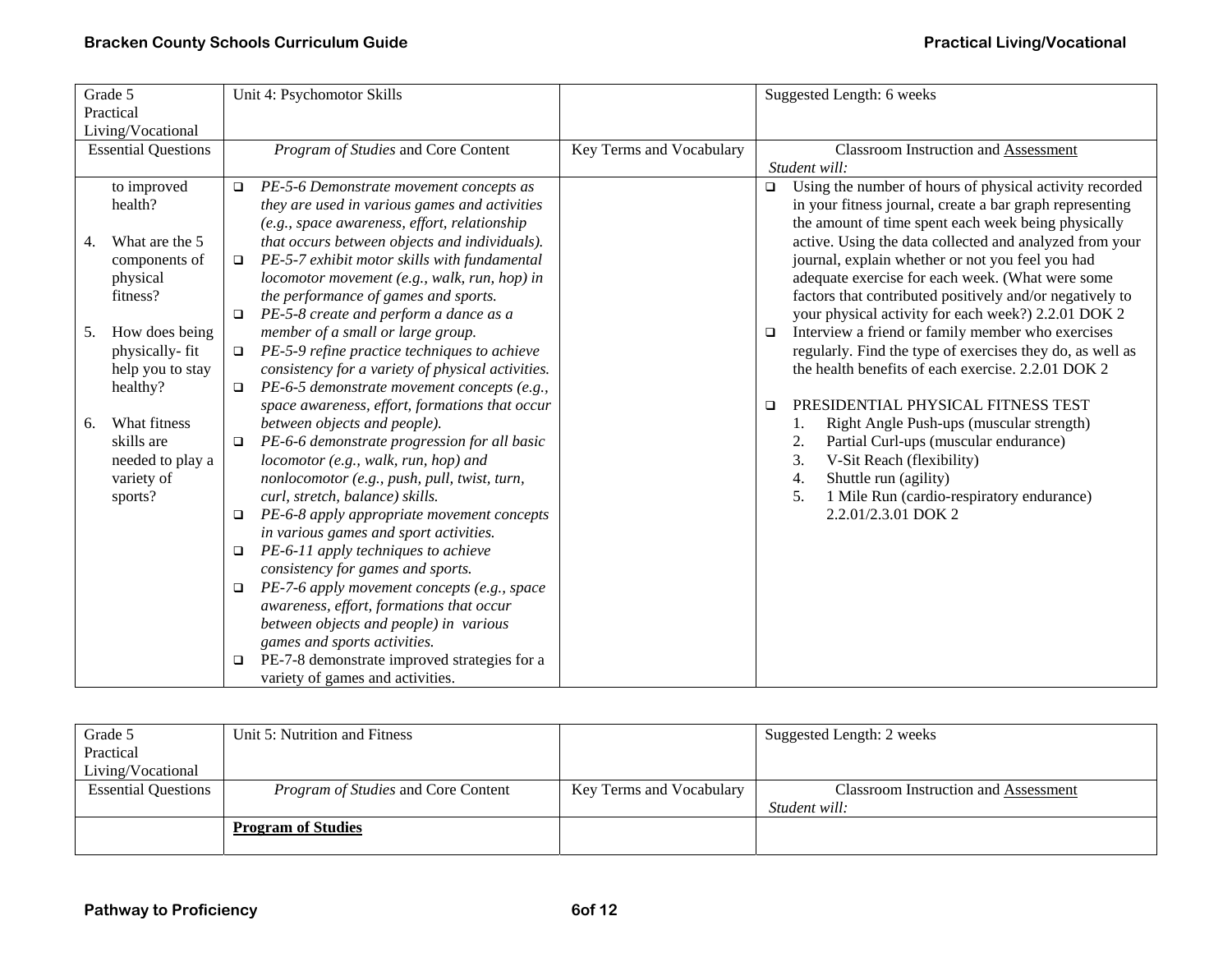| Grade 5 Practical Living/Vocational | Unit 4: Psychomotor Skills | | Suggested Length: 6 weeks |
|---|---|---|---|
| Essential Questions | *Program of Studies* and Core Content | Key Terms and Vocabulary | Classroom Instruction and Assessment<br>*Student will:* |
| to improved health?<br><br>4. What are the 5 components of physical fitness?<br><br>5. How does being physically- fit help you to stay healthy?<br><br>6. What fitness skills are needed to play a variety of sports? | ❑ *PE-5-6 Demonstrate movement concepts as they are used in various games and activities (e.g., space awareness, effort, relationship that occurs between objects and individuals).*<br>❑ *PE-5-7 exhibit motor skills with fundamental locomotor movement (e.g., walk, run, hop) in the performance of games and sports.*<br>❑ *PE-5-8 create and perform a dance as a member of a small or large group.*<br>❑ *PE-5-9 refine practice techniques to achieve consistency for a variety of physical activities.*<br>❑ *PE-6-5 demonstrate movement concepts (e.g., space awareness, effort, formations that occur between objects and people).*<br>❑ *PE-6-6 demonstrate progression for all basic locomotor (e.g., walk, run, hop) and nonlocomotor (e.g., push, pull, twist, turn, curl, stretch, balance) skills.*<br>❑ *PE-6-8 apply appropriate movement concepts in various games and sport activities.*<br>❑ *PE-6-11 apply techniques to achieve consistency for games and sports.*<br>❑ *PE-7-6 apply movement concepts (e.g., space awareness, effort, formations that occur between objects and people) in various games and sports activities.*<br>❑ PE-7-8 demonstrate improved strategies for a variety of games and activities. | | ❑ Using the number of hours of physical activity recorded in your fitness journal, create a bar graph representing the amount of time spent each week being physically active. Using the data collected and analyzed from your journal, explain whether or not you feel you had adequate exercise for each week. (What were some factors that contributed positively and/or negatively to your physical activity for each week?) 2.2.01 DOK 2<br>❑ Interview a friend or family member who exercises regularly. Find the type of exercises they do, as well as the health benefits of each exercise. 2.2.01 DOK 2<br><br>❑ PRESIDENTIAL PHYSICAL FITNESS TEST<br>1. Right Angle Push-ups (muscular strength)<br>2. Partial Curl-ups (muscular endurance)<br>3. V-Sit Reach (flexibility)<br>4. Shuttle run (agility)<br>5. 1 Mile Run (cardio-respiratory endurance) 2.2.01/2.3.01 DOK 2 |

| Grade 5 Practical Living/Vocational | Unit 5: Nutrition and Fitness | | Suggested Length: 2 weeks |
|---|---|---|---|
| Essential Questions | *Program of Studies* and Core Content | Key Terms and Vocabulary | Classroom Instruction and Assessment<br>*Student will:* |
| | **Program of Studies** | | |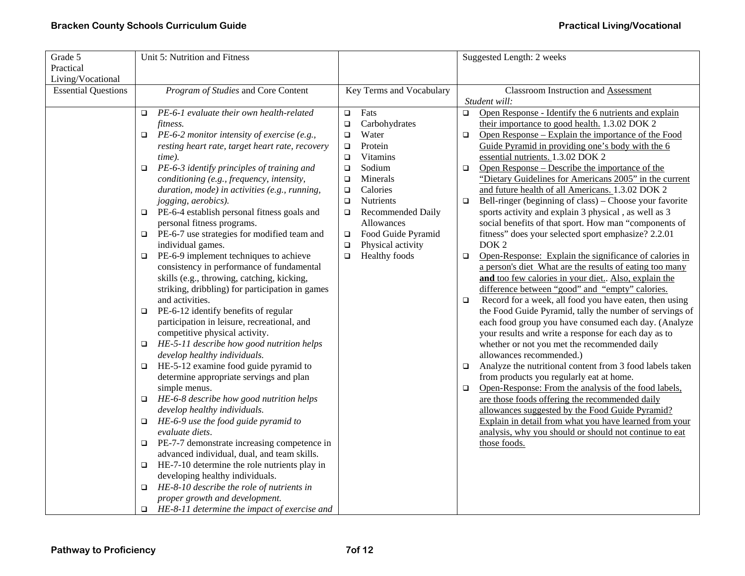| Grade 5 Practical Living/Vocational | Unit 5: Nutrition and Fitness | | Suggested Length: 2 weeks |
|---|---|---|---|
| Essential Questions | *Program of Studies* and Core Content | Key Terms and Vocabulary | Classroom Instruction and Assessment<br>*Student will:* |
| | ❑ *PE-6-1 evaluate their own health-related fitness.*<br>❑ *PE-6-2 monitor intensity of exercise (e.g., resting heart rate, target heart rate, recovery time).*<br>❑ *PE-6-3 identify principles of training and conditioning (e.g., frequency, intensity, duration, mode) in activities (e.g., running, jogging, aerobics).*<br>❑ PE-6-4 establish personal fitness goals and personal fitness programs.<br>❑ PE-6-7 use strategies for modified team and individual games.<br>❑ PE-6-9 implement techniques to achieve consistency in performance of fundamental skills (e.g., throwing, catching, kicking, striking, dribbling) for participation in games and activities.<br>❑ PE-6-12 identify benefits of regular participation in leisure, recreational, and competitive physical activity.<br>❑ *HE-5-11 describe how good nutrition helps develop healthy individuals.*<br>❑ HE-5-12 examine food guide pyramid to determine appropriate servings and plan simple menus.<br>❑ *HE-6-8 describe how good nutrition helps develop healthy individuals.*<br>❑ *HE-6-9 use the food guide pyramid to evaluate diets.*<br>❑ PE-7-7 demonstrate increasing competence in advanced individual, dual, and team skills.<br>❑ HE-7-10 determine the role nutrients play in developing healthy individuals.<br>❑ *HE-8-10 describe the role of nutrients in proper growth and development.*<br>❑ *HE-8-11 determine the impact of exercise and* | ❑ Fats<br>❑ Carbohydrates<br>❑ Water<br>❑ Protein<br>❑ Vitamins<br>❑ Sodium<br>❑ Minerals<br>❑ Calories<br>❑ Nutrients<br>❑ Recommended Daily Allowances<br>❑ Food Guide Pyramid<br>❑ Physical activity<br>❑ Healthy foods | ❑ Open Response - Identify the 6 nutrients and explain their importance to good health. 1.3.02 DOK 2<br>❑ Open Response – Explain the importance of the Food Guide Pyramid in providing one's body with the 6 essential nutrients. 1.3.02 DOK 2<br>❑ Open Response – Describe the importance of the "Dietary Guidelines for Americans 2005" in the current and future health of all Americans. 1.3.02 DOK 2<br>❑ Bell-ringer (beginning of class) – Choose your favorite sports activity and explain 3 physical , as well as 3 social benefits of that sport. How man "components of fitness" does your selected sport emphasize? 2.2.01 DOK 2<br>❑ Open-Response: Explain the significance of calories in a person's diet What are the results of eating too many **and** too few calories in your diet.. Also, explain the difference between "good" and "empty" calories.<br>❑ Record for a week, all food you have eaten, then using the Food Guide Pyramid, tally the number of servings of each food group you have consumed each day. (Analyze your results and write a response for each day as to whether or not you met the recommended daily allowances recommended.)<br>❑ Analyze the nutritional content from 3 food labels taken from products you regularly eat at home.<br>❑ Open-Response: From the analysis of the food labels, are those foods offering the recommended daily allowances suggested by the Food Guide Pyramid? Explain in detail from what you have learned from your analysis, why you should or should not continue to eat those foods. |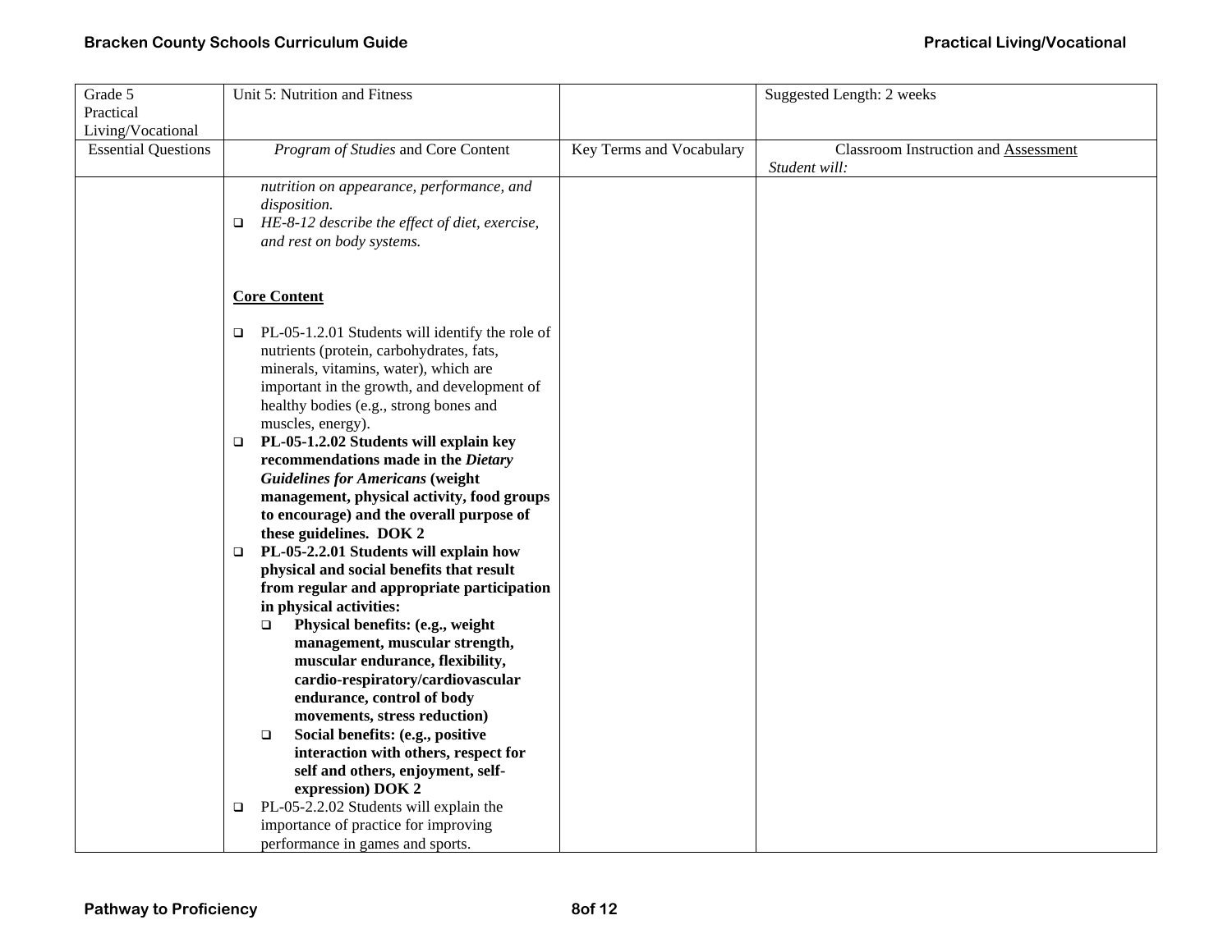| Grade 5 Practical Living/Vocational | Unit 5: Nutrition and Fitness | | Suggested Length: 2 weeks |
|---|---|---|---|
| Essential Questions | *Program of Studies* and Core Content | Key Terms and Vocabulary | Classroom Instruction and Assessment<br>*Student will:* |
| | *nutrition on appearance, performance, and disposition.*<br>❑ *HE-8-12 describe the effect of diet, exercise, and rest on body systems.*<br><br>**Core Content**<br><br>❑ PL-05-1.2.01 Students will identify the role of nutrients (protein, carbohydrates, fats, minerals, vitamins, water), which are important in the growth, and development of healthy bodies (e.g., strong bones and muscles, energy).<br>❑ **PL-05-1.2.02 Students will explain key recommendations made in the *Dietary Guidelines for Americans* (weight management, physical activity, food groups to encourage) and the overall purpose of these guidelines. DOK 2**<br>❑ **PL-05-2.2.01 Students will explain how physical and social benefits that result from regular and appropriate participation in physical activities:**<br>&nbsp;&nbsp;❑ **Physical benefits: (e.g., weight management, muscular strength, muscular endurance, flexibility, cardio-respiratory/cardiovascular endurance, control of body movements, stress reduction)**<br>&nbsp;&nbsp;❑ **Social benefits: (e.g., positive interaction with others, respect for self and others, enjoyment, self-expression) DOK 2**<br>❑ PL-05-2.2.02 Students will explain the importance of practice for improving performance in games and sports. | | |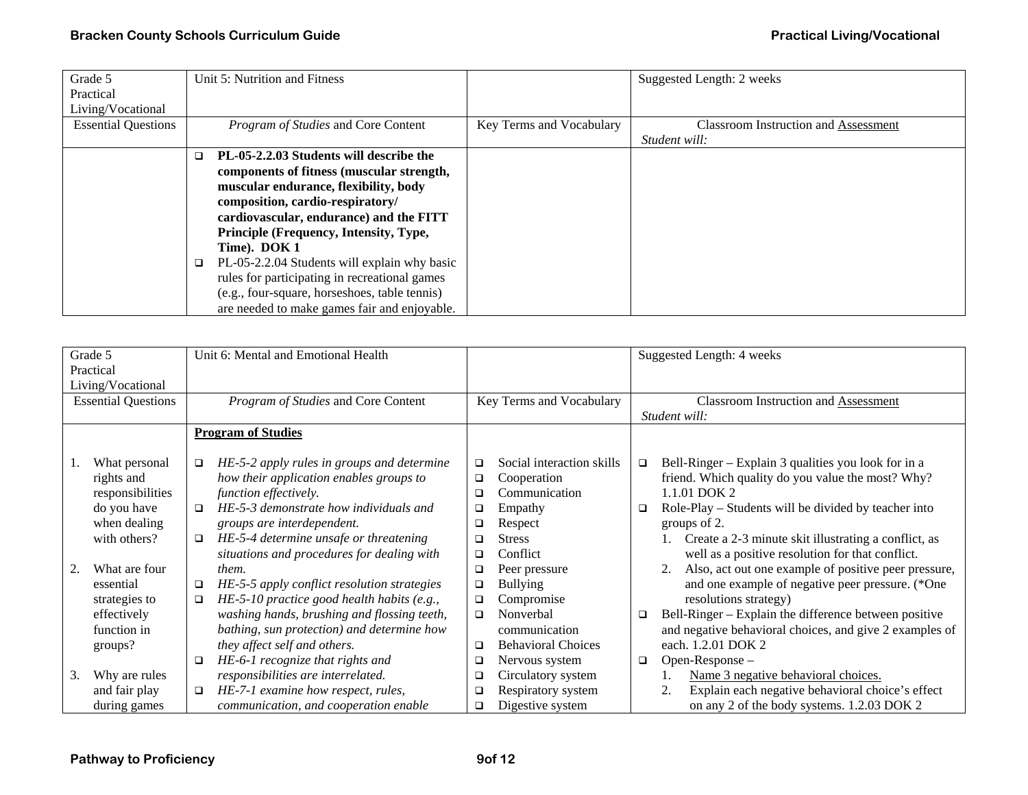| Grade 5 Practical Living/Vocational | Unit 5: Nutrition and Fitness | | Suggested Length: 2 weeks |
|---|---|---|---|
| Essential Questions | *Program of Studies* and Core Content | Key Terms and Vocabulary | Classroom Instruction and Assessment<br>*Student will:* |
| | ❑ **PL-05-2.2.03 Students will describe the components of fitness (muscular strength, muscular endurance, flexibility, body composition, cardio-respiratory/ cardiovascular, endurance) and the FITT Principle (Frequency, Intensity, Type, Time). DOK 1**<br>❑ PL-05-2.2.04 Students will explain why basic rules for participating in recreational games (e.g., four-square, horseshoes, table tennis) are needed to make games fair and enjoyable. | | |

| Grade 5 Practical Living/Vocational | Unit 6: Mental and Emotional Health | | Suggested Length: 4 weeks |
|---|---|---|---|
| Essential Questions | *Program of Studies* and Core Content | Key Terms and Vocabulary | Classroom Instruction and Assessment<br>*Student will:* |
| 1. What personal rights and responsibilities do you have when dealing with others?<br><br>2. What are four essential strategies to effectively function in groups?<br><br>3. Why are rules and fair play during games | **Program of Studies**<br><br>❑ *HE-5-2 apply rules in groups and determine how their application enables groups to function effectively.*<br>❑ *HE-5-3 demonstrate how individuals and groups are interdependent.*<br>❑ *HE-5-4 determine unsafe or threatening situations and procedures for dealing with them.*<br>❑ *HE-5-5 apply conflict resolution strategies*<br>❑ *HE-5-10 practice good health habits (e.g., washing hands, brushing and flossing teeth, bathing, sun protection) and determine how they affect self and others.*<br>❑ *HE-6-1 recognize that rights and responsibilities are interrelated.*<br>❑ *HE-7-1 examine how respect, rules, communication, and cooperation enable* | ❑ Social interaction skills<br>❑ Cooperation<br>❑ Communication<br>❑ Empathy<br>❑ Respect<br>❑ Stress<br>❑ Conflict<br>❑ Peer pressure<br>❑ Bullying<br>❑ Compromise<br>❑ Nonverbal communication<br>❑ Behavioral Choices<br>❑ Nervous system<br>❑ Circulatory system<br>❑ Respiratory system<br>❑ Digestive system | ❑ Bell-Ringer – Explain 3 qualities you look for in a friend. Which quality do you value the most? Why? 1.1.01 DOK 2<br>❑ Role-Play – Students will be divided by teacher into groups of 2.<br>1. Create a 2-3 minute skit illustrating a conflict, as well as a positive resolution for that conflict.<br>2. Also, act out one example of positive peer pressure, and one example of negative peer pressure. (*One resolutions strategy)<br>❑ Bell-Ringer – Explain the difference between positive and negative behavioral choices, and give 2 examples of each. 1.2.01 DOK 2<br>❑ Open-Response –<br>1. <u>Name 3 negative behavioral choices.</u><br>2. Explain each negative behavioral choice's effect on any 2 of the body systems. 1.2.03 DOK 2 |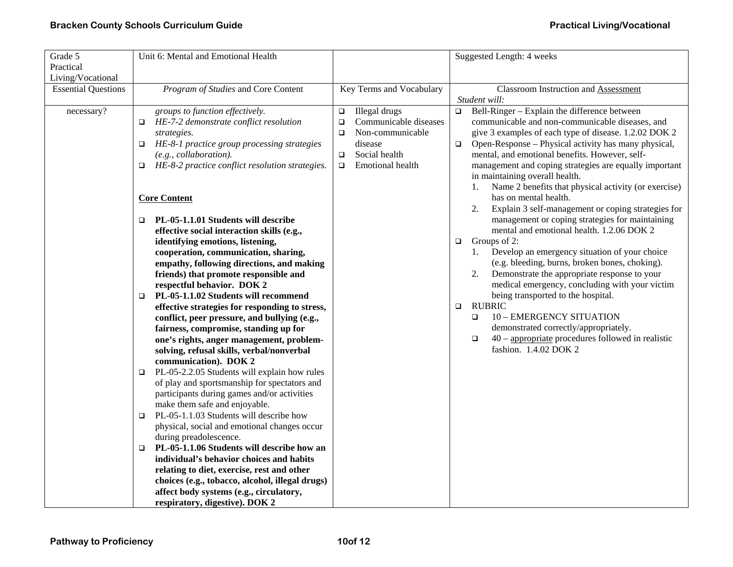| Grade 5 Practical Living/Vocational | Unit 6: Mental and Emotional Health | | Suggested Length: 4 weeks |
|---|---|---|---|
| Essential Questions | *Program of Studies* and Core Content | Key Terms and Vocabulary | Classroom Instruction and Assessment *Student will:* |
| necessary? | *groups to function effectively.*<br>❑ *HE-7-2 demonstrate conflict resolution strategies.*<br>❑ *HE-8-1 practice group processing strategies (e.g., collaboration).*<br>❑ *HE-8-2 practice conflict resolution strategies.*<br><br>**Core Content**<br><br>❑ **PL-05-1.1.01 Students will describe effective social interaction skills (e.g., identifying emotions, listening, cooperation, communication, sharing, empathy, following directions, and making friends) that promote responsible and respectful behavior. DOK 2**<br>❑ **PL-05-1.1.02 Students will recommend effective strategies for responding to stress, conflict, peer pressure, and bullying (e.g., fairness, compromise, standing up for one's rights, anger management, problem-solving, refusal skills, verbal/nonverbal communication). DOK 2**<br>❑ PL-05-2.2.05 Students will explain how rules of play and sportsmanship for spectators and participants during games and/or activities make them safe and enjoyable.<br>❑ PL-05-1.1.03 Students will describe how physical, social and emotional changes occur during preadolescence.<br>❑ **PL-05-1.1.06 Students will describe how an individual's behavior choices and habits relating to diet, exercise, rest and other choices (e.g., tobacco, alcohol, illegal drugs) affect body systems (e.g., circulatory, respiratory, digestive). DOK 2** | ❑ Illegal drugs<br>❑ Communicable diseases<br>❑ Non-communicable disease<br>❑ Social health<br>❑ Emotional health | ❑ Bell-Ringer – Explain the difference between communicable and non-communicable diseases, and give 3 examples of each type of disease. 1.2.02 DOK 2<br>❑ Open-Response – Physical activity has many physical, mental, and emotional benefits. However, self-management and coping strategies are equally important in maintaining overall health.<br>1. Name 2 benefits that physical activity (or exercise) has on mental health.<br>2. Explain 3 self-management or coping strategies for management or coping strategies for maintaining mental and emotional health. 1.2.06 DOK 2<br>❑ Groups of 2:<br>1. Develop an emergency situation of your choice (e.g. bleeding, burns, broken bones, choking).<br>2. Demonstrate the appropriate response to your medical emergency, concluding with your victim being transported to the hospital.<br>❑ RUBRIC<br>❑ 10 – EMERGENCY SITUATION demonstrated correctly/appropriately.<br>❑ 40 – appropriate procedures followed in realistic fashion. 1.4.02 DOK 2 |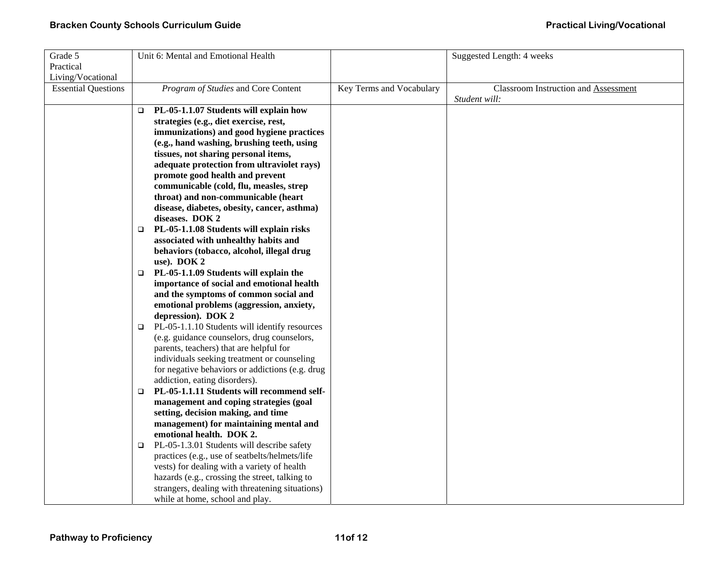| Grade 5 Practical Living/Vocational | Unit 6: Mental and Emotional Health | | Suggested Length: 4 weeks |
|---|---|---|---|
| Essential Questions | *Program of Studies* and Core Content | Key Terms and Vocabulary | Classroom Instruction and Assessment *Student will:* |
| | ❑ **PL-05-1.1.07 Students will explain how strategies (e.g., diet exercise, rest, immunizations) and good hygiene practices (e.g., hand washing, brushing teeth, using tissues, not sharing personal items, adequate protection from ultraviolet rays) promote good health and prevent communicable (cold, flu, measles, strep throat) and non-communicable (heart disease, diabetes, obesity, cancer, asthma) diseases. DOK 2**<br>❑ **PL-05-1.1.08 Students will explain risks associated with unhealthy habits and behaviors (tobacco, alcohol, illegal drug use). DOK 2**<br>❑ **PL-05-1.1.09 Students will explain the importance of social and emotional health and the symptoms of common social and emotional problems (aggression, anxiety, depression). DOK 2**<br>❑ PL-05-1.1.10 Students will identify resources (e.g. guidance counselors, drug counselors, parents, teachers) that are helpful for individuals seeking treatment or counseling for negative behaviors or addictions (e.g. drug addiction, eating disorders).<br>❑ **PL-05-1.1.11 Students will recommend self-management and coping strategies (goal setting, decision making, and time management) for maintaining mental and emotional health. DOK 2.**<br>❑ PL-05-1.3.01 Students will describe safety practices (e.g., use of seatbelts/helmets/life vests) for dealing with a variety of health hazards (e.g., crossing the street, talking to strangers, dealing with threatening situations) while at home, school and play. | | |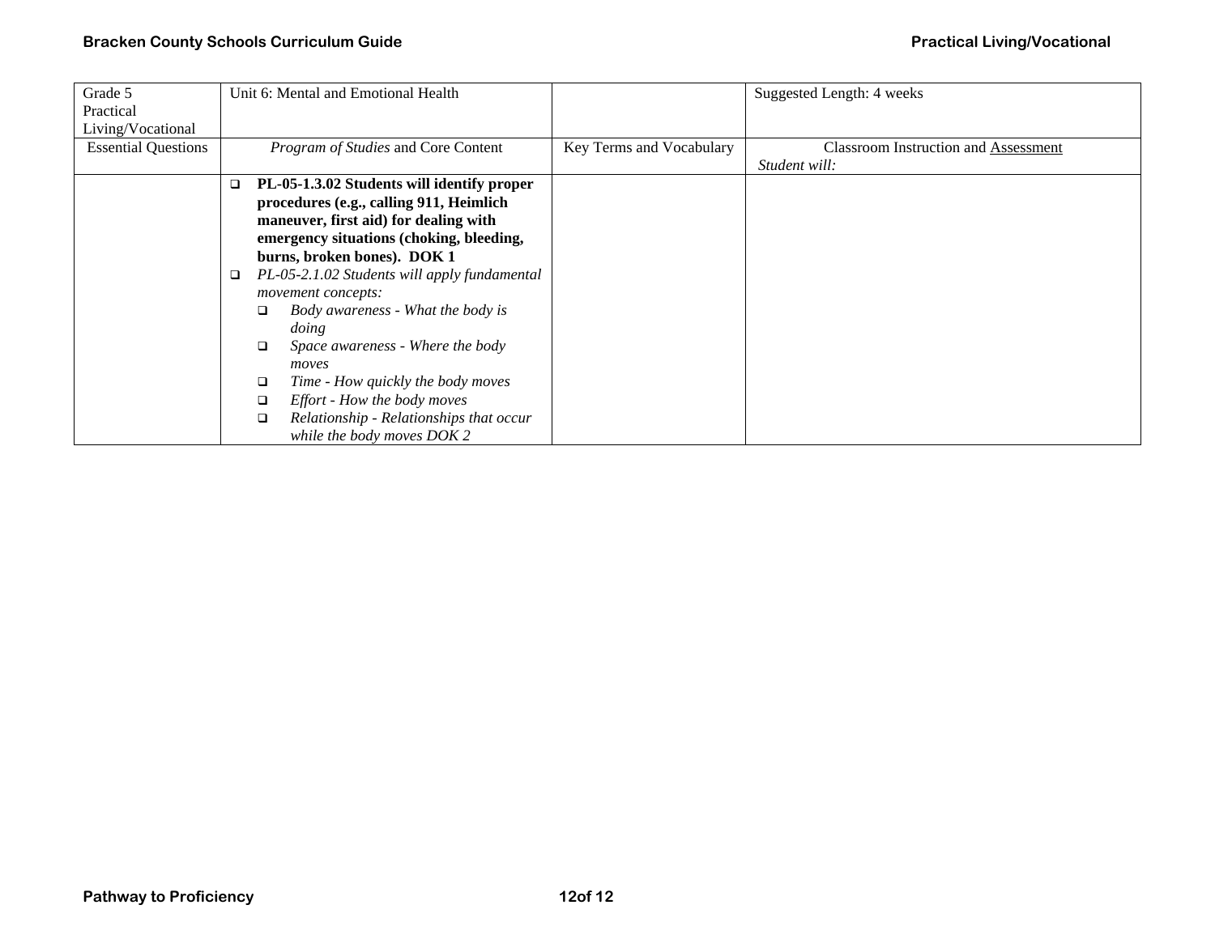| Grade 5 Practical Living/Vocational | Unit 6: Mental and Emotional Health | | Suggested Length: 4 weeks |
|---|---|---|---|
| Essential Questions | *Program of Studies* and Core Content | Key Terms and Vocabulary | Classroom Instruction and Assessment *Student will:* |
| | ❑ **PL-05-1.3.02 Students will identify proper procedures (e.g., calling 911, Heimlich maneuver, first aid) for dealing with emergency situations (choking, bleeding, burns, broken bones). DOK 1** <br> ❑ *PL-05-2.1.02 Students will apply fundamental movement concepts:* <br> ❑ *Body awareness - What the body is doing* <br> ❑ *Space awareness - Where the body moves* <br> ❑ *Time - How quickly the body moves* <br> ❑ *Effort - How the body moves* <br> ❑ *Relationship - Relationships that occur while the body moves DOK 2* | | |